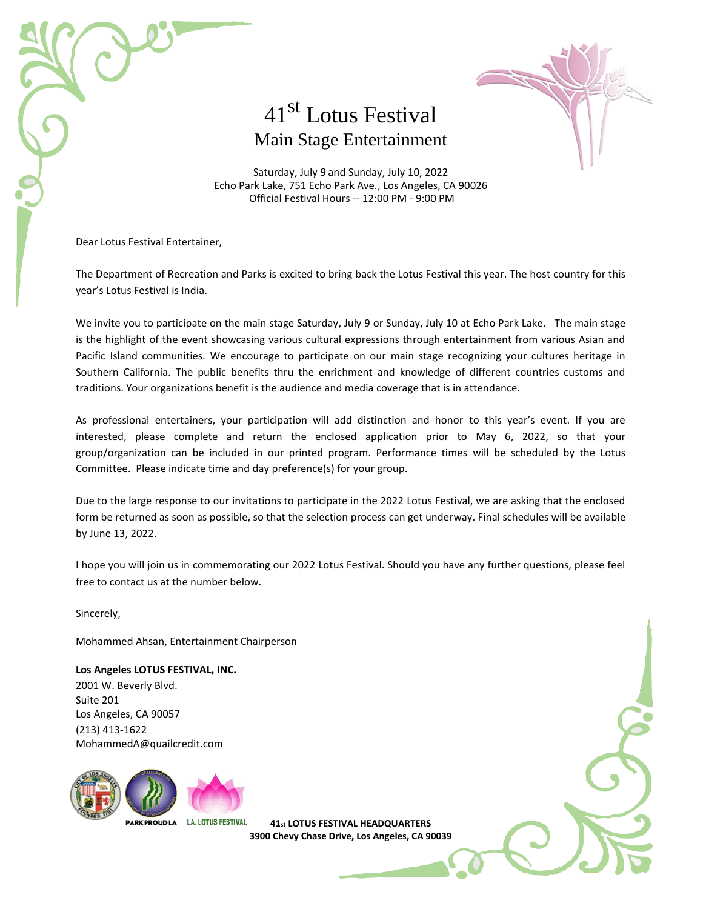# 41st Lotus Festival

## Main Stage Entertainment

Saturday, July 9 and Sunday, July 10, 2022
Echo Park Lake, 751 Echo Park Ave., Los Angeles, CA 90026
Official Festival Hours -- 12:00 PM - 9:00 PM

Dear Lotus Festival Entertainer,

The Department of Recreation and Parks is excited to bring back the Lotus Festival this year. The host country for this year's Lotus Festival is India.

We invite you to participate on the main stage Saturday, July 9 or Sunday, July 10 at Echo Park Lake. The main stage is the highlight of the event showcasing various cultural expressions through entertainment from various Asian and Pacific Island communities. We encourage to participate on our main stage recognizing your cultures heritage in Southern California. The public benefits thru the enrichment and knowledge of different countries customs and traditions. Your organizations benefit is the audience and media coverage that is in attendance.

As professional entertainers, your participation will add distinction and honor to this year's event. If you are interested, please complete and return the enclosed application prior to May 6, 2022, so that your group/organization can be included in our printed program. Performance times will be scheduled by the Lotus Committee. Please indicate time and day preference(s) for your group.

Due to the large response to our invitations to participate in the 2022 Lotus Festival, we are asking that the enclosed form be returned as soon as possible, so that the selection process can get underway. Final schedules will be available by June 13, 2022.

I hope you will join us in commemorating our 2022 Lotus Festival. Should you have any further questions, please feel free to contact us at the number below.

Sincerely,

Mohammed Ahsan, Entertainment Chairperson

**Los Angeles LOTUS FESTIVAL, INC.**
2001 W. Beverly Blvd.
Suite 201
Los Angeles, CA 90057
(213) 413-1622
MohammedA@quailcredit.com

PARK PROUD LA L.A. LOTUS FESTIVAL

**41st LOTUS FESTIVAL HEADQUARTERS**
**3900 Chevy Chase Drive, Los Angeles, CA 90039**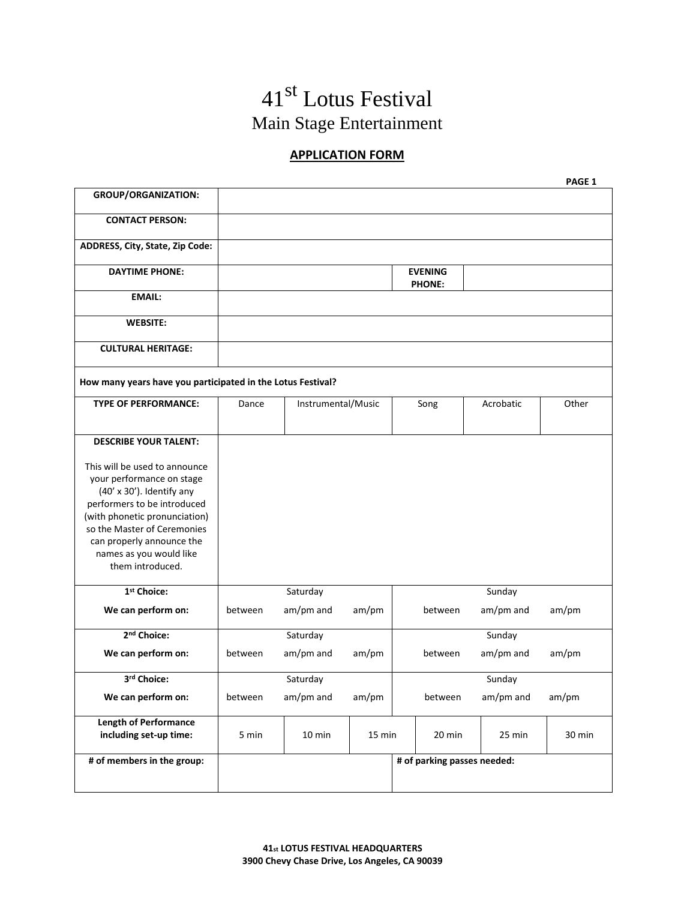# 41st Lotus Festival

## Main Stage Entertainment

### APPLICATION FORM

**PAGE 1**

| | | | | | |
|---|---|---|---|---|---|
| **GROUP/ORGANIZATION:** | | | | | |
| **CONTACT PERSON:** | | | | | |
| **ADDRESS, City, State, Zip Code:** | | | | | |
| **DAYTIME PHONE:** | | | **EVENING PHONE:** | | |
| **EMAIL:** | | | | | |
| **WEBSITE:** | | | | | |
| **CULTURAL HERITAGE:** | | | | | |
| **How many years have you participated in the Lotus Festival?** | | | | | |
| **TYPE OF PERFORMANCE:** | Dance | Instrumental/Music | Song | Acrobatic | Other |
| **DESCRIBE YOUR TALENT:** This will be used to announce your performance on stage (40' x 30'). Identify any performers to be introduced (with phonetic pronunciation) so the Master of Ceremonies can properly announce the names as you would like them introduced. | | | | | |
| **1st Choice:** **We can perform on:** | Saturday between am/pm and am/pm | | | Sunday between am/pm and am/pm | |
| **2nd Choice:** **We can perform on:** | Saturday between am/pm and am/pm | | | Sunday between am/pm and am/pm | |
| **3rd Choice:** **We can perform on:** | Saturday between am/pm and am/pm | | | Sunday between am/pm and am/pm | |
| **Length of Performance including set-up time:** | 5 min | 10 min | 15 min | 20 min | 25 min | 30 min |
| **# of members in the group:** | | | **# of parking passes needed:** | | |

**41st LOTUS FESTIVAL HEADQUARTERS**
**3900 Chevy Chase Drive, Los Angeles, CA 90039**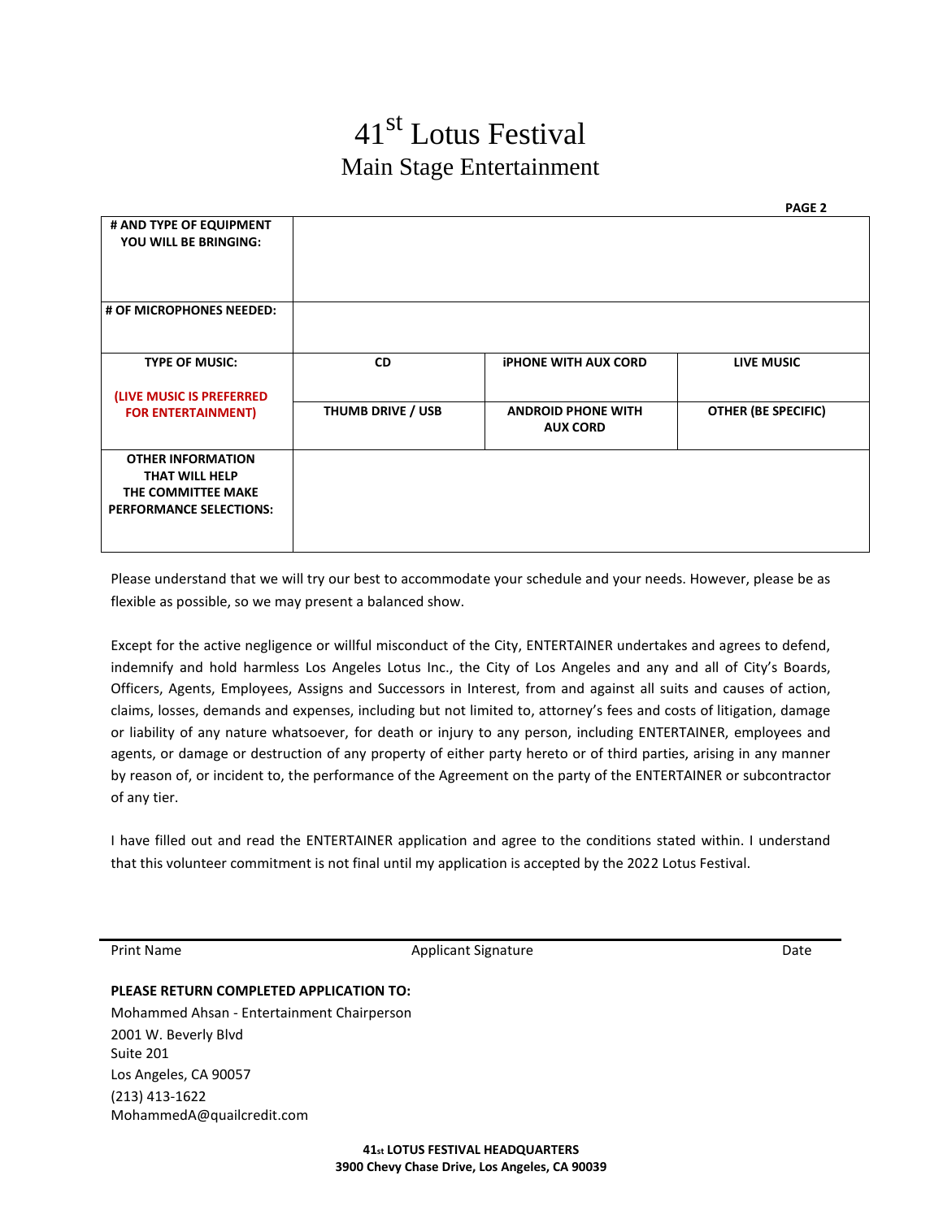# 41st Lotus Festival

## Main Stage Entertainment

**PAGE 2**

| | | | |
|---|---|---|---|
| **# AND TYPE OF EQUIPMENT YOU WILL BE BRINGING:** | | | |
| **# OF MICROPHONES NEEDED:** | | | |
| **TYPE OF MUSIC:** **(LIVE MUSIC IS PREFERRED FOR ENTERTAINMENT)** | **CD** | **iPHONE WITH AUX CORD** | **LIVE MUSIC** |
| | **THUMB DRIVE / USB** | **ANDROID PHONE WITH AUX CORD** | **OTHER (BE SPECIFIC)** |
| **OTHER INFORMATION THAT WILL HELP THE COMMITTEE MAKE PERFORMANCE SELECTIONS:** | | | |

Please understand that we will try our best to accommodate your schedule and your needs. However, please be as flexible as possible, so we may present a balanced show.

Except for the active negligence or willful misconduct of the City, ENTERTAINER undertakes and agrees to defend, indemnify and hold harmless Los Angeles Lotus Inc., the City of Los Angeles and any and all of City's Boards, Officers, Agents, Employees, Assigns and Successors in Interest, from and against all suits and causes of action, claims, losses, demands and expenses, including but not limited to, attorney's fees and costs of litigation, damage or liability of any nature whatsoever, for death or injury to any person, including ENTERTAINER, employees and agents, or damage or destruction of any property of either party hereto or of third parties, arising in any manner by reason of, or incident to, the performance of the Agreement on the party of the ENTERTAINER or subcontractor of any tier.

I have filled out and read the ENTERTAINER application and agree to the conditions stated within. I understand that this volunteer commitment is not final until my application is accepted by the 2022 Lotus Festival.

Print Name &nbsp;&nbsp;&nbsp;&nbsp; Applicant Signature &nbsp;&nbsp;&nbsp;&nbsp; Date

**PLEASE RETURN COMPLETED APPLICATION TO:**

Mohammed Ahsan - Entertainment Chairperson
2001 W. Beverly Blvd
Suite 201
Los Angeles, CA 90057
(213) 413-1622
MohammedA@quailcredit.com

**41st LOTUS FESTIVAL HEADQUARTERS**
**3900 Chevy Chase Drive, Los Angeles, CA 90039**